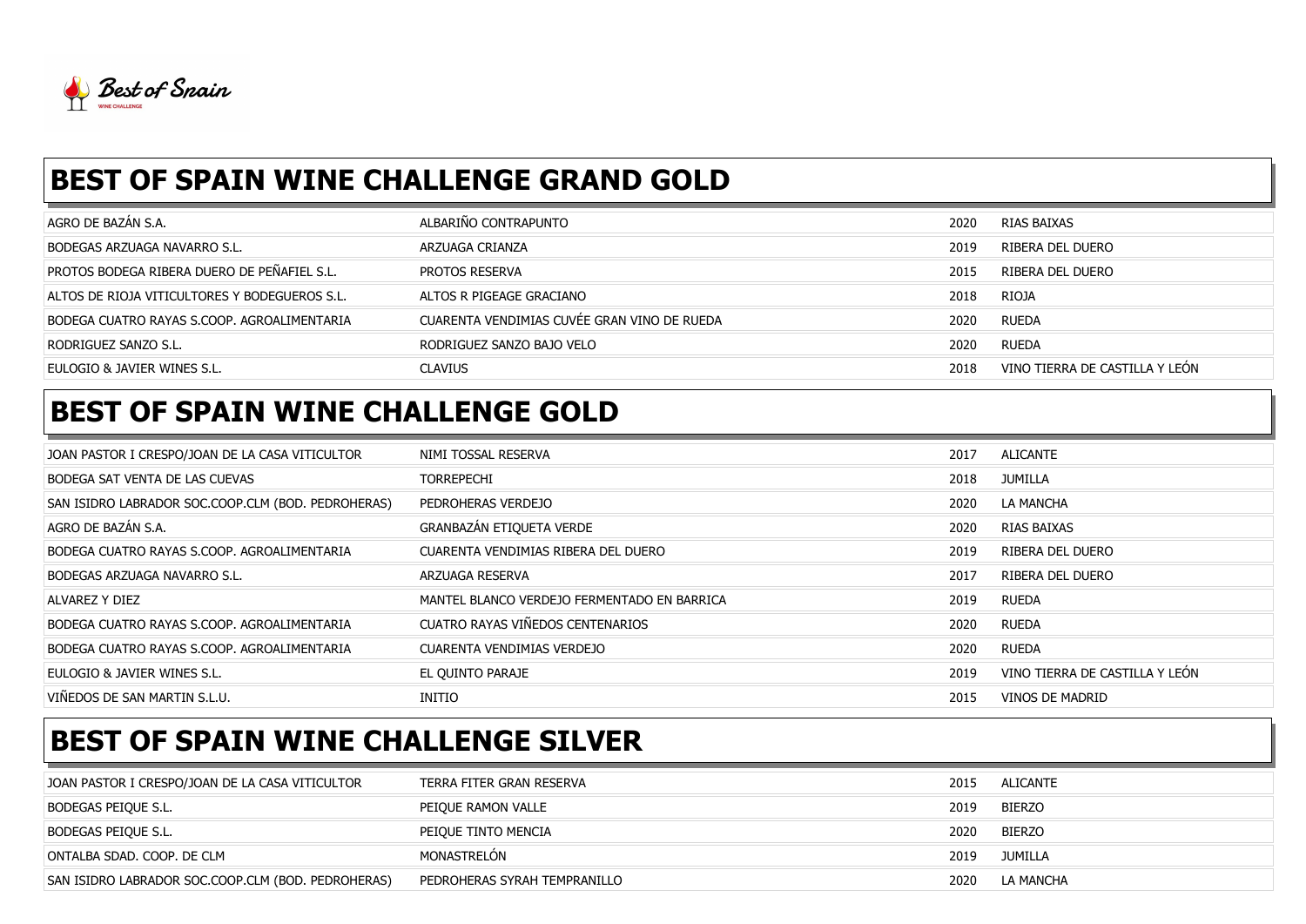# BEST OF SPAIN WINE CHALLENGE GRAND GOLD

| | | | |
|---|---|---|---|
| AGRO DE BAZÁN S.A. | ALBARIÑO CONTRAPUNTO | 2020 | RIAS BAIXAS |
| BODEGAS ARZUAGA NAVARRO S.L. | ARZUAGA CRIANZA | 2019 | RIBERA DEL DUERO |
| PROTOS BODEGA RIBERA DUERO DE PEÑAFIEL S.L. | PROTOS RESERVA | 2015 | RIBERA DEL DUERO |
| ALTOS DE RIOJA VITICULTORES Y BODEGUEROS S.L. | ALTOS R PIGEAGE GRACIANO | 2018 | RIOJA |
| BODEGA CUATRO RAYAS S.COOP. AGROALIMENTARIA | CUARENTA VENDIMIAS CUVÉE GRAN VINO DE RUEDA | 2020 | RUEDA |
| RODRIGUEZ SANZO S.L. | RODRIGUEZ SANZO BAJO VELO | 2020 | RUEDA |
| EULOGIO & JAVIER WINES S.L. | CLAVIUS | 2018 | VINO TIERRA DE CASTILLA Y LEÓN |

# BEST OF SPAIN WINE CHALLENGE GOLD

| | | | |
|---|---|---|---|
| JOAN PASTOR I CRESPO/JOAN DE LA CASA VITICULTOR | NIMI TOSSAL RESERVA | 2017 | ALICANTE |
| BODEGA SAT VENTA DE LAS CUEVAS | TORREPECHI | 2018 | JUMILLA |
| SAN ISIDRO LABRADOR SOC.COOP.CLM (BOD. PEDROHERAS) | PEDROHERAS VERDEJO | 2020 | LA MANCHA |
| AGRO DE BAZÁN S.A. | GRANBAZÁN ETIQUETA VERDE | 2020 | RIAS BAIXAS |
| BODEGA CUATRO RAYAS S.COOP. AGROALIMENTARIA | CUARENTA VENDIMIAS RIBERA DEL DUERO | 2019 | RIBERA DEL DUERO |
| BODEGAS ARZUAGA NAVARRO S.L. | ARZUAGA RESERVA | 2017 | RIBERA DEL DUERO |
| ALVAREZ Y DIEZ | MANTEL BLANCO VERDEJO FERMENTADO EN BARRICA | 2019 | RUEDA |
| BODEGA CUATRO RAYAS S.COOP. AGROALIMENTARIA | CUATRO RAYAS VIÑEDOS CENTENARIOS | 2020 | RUEDA |
| BODEGA CUATRO RAYAS S.COOP. AGROALIMENTARIA | CUARENTA VENDIMIAS VERDEJO | 2020 | RUEDA |
| EULOGIO & JAVIER WINES S.L. | EL QUINTO PARAJE | 2019 | VINO TIERRA DE CASTILLA Y LEÓN |
| VIÑEDOS DE SAN MARTIN S.L.U. | INITIO | 2015 | VINOS DE MADRID |

# BEST OF SPAIN WINE CHALLENGE SILVER

| | | | |
|---|---|---|---|
| JOAN PASTOR I CRESPO/JOAN DE LA CASA VITICULTOR | TERRA FITER GRAN RESERVA | 2015 | ALICANTE |
| BODEGAS PEIQUE S.L. | PEIQUE RAMON VALLE | 2019 | BIERZO |
| BODEGAS PEIQUE S.L. | PEIQUE TINTO MENCIA | 2020 | BIERZO |
| ONTALBA SDAD. COOP. DE CLM | MONASTRELÓN | 2019 | JUMILLA |
| SAN ISIDRO LABRADOR SOC.COOP.CLM (BOD. PEDROHERAS) | PEDROHERAS SYRAH TEMPRANILLO | 2020 | LA MANCHA |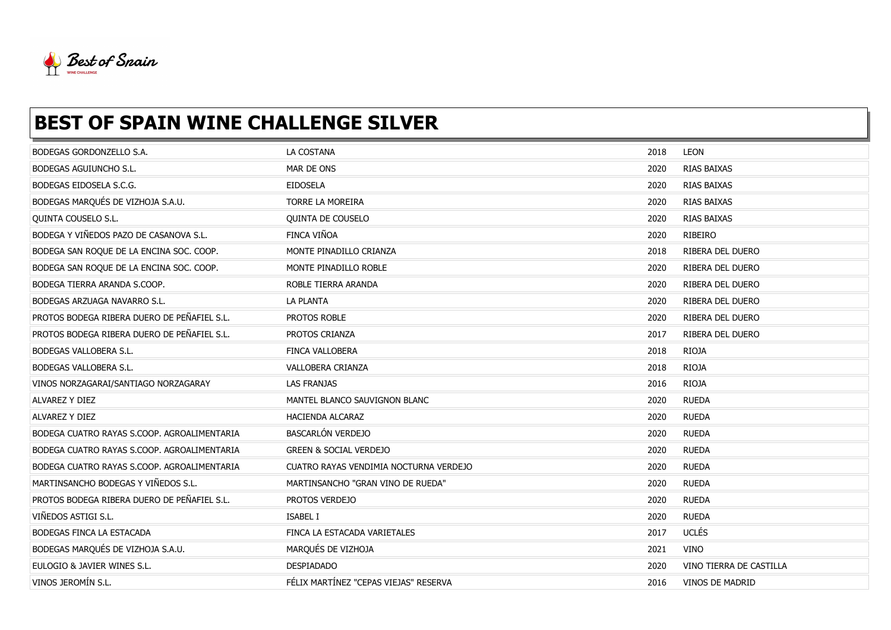# BEST OF SPAIN WINE CHALLENGE SILVER

| | | | |
|---|---|---|---|
| BODEGAS GORDONZELLO S.A. | LA COSTANA | 2018 | LEON |
| BODEGAS AGUIUNCHO S.L. | MAR DE ONS | 2020 | RIAS BAIXAS |
| BODEGAS EIDOSELA S.C.G. | EIDOSELA | 2020 | RIAS BAIXAS |
| BODEGAS MARQUÉS DE VIZHOJA S.A.U. | TORRE LA MOREIRA | 2020 | RIAS BAIXAS |
| QUINTA COUSELO S.L. | QUINTA DE COUSELO | 2020 | RIAS BAIXAS |
| BODEGA Y VIÑEDOS PAZO DE CASANOVA S.L. | FINCA VIÑOA | 2020 | RIBEIRO |
| BODEGA SAN ROQUE DE LA ENCINA SOC. COOP. | MONTE PINADILLO CRIANZA | 2018 | RIBERA DEL DUERO |
| BODEGA SAN ROQUE DE LA ENCINA SOC. COOP. | MONTE PINADILLO ROBLE | 2020 | RIBERA DEL DUERO |
| BODEGA TIERRA ARANDA S.COOP. | ROBLE TIERRA ARANDA | 2020 | RIBERA DEL DUERO |
| BODEGAS ARZUAGA NAVARRO S.L. | LA PLANTA | 2020 | RIBERA DEL DUERO |
| PROTOS BODEGA RIBERA DUERO DE PEÑAFIEL S.L. | PROTOS ROBLE | 2020 | RIBERA DEL DUERO |
| PROTOS BODEGA RIBERA DUERO DE PEÑAFIEL S.L. | PROTOS CRIANZA | 2017 | RIBERA DEL DUERO |
| BODEGAS VALLOBERA S.L. | FINCA VALLOBERA | 2018 | RIOJA |
| BODEGAS VALLOBERA S.L. | VALLOBERA CRIANZA | 2018 | RIOJA |
| VINOS NORZAGARAI/SANTIAGO NORZAGARAY | LAS FRANJAS | 2016 | RIOJA |
| ALVAREZ Y DIEZ | MANTEL BLANCO SAUVIGNON BLANC | 2020 | RUEDA |
| ALVAREZ Y DIEZ | HACIENDA ALCARAZ | 2020 | RUEDA |
| BODEGA CUATRO RAYAS S.COOP. AGROALIMENTARIA | BASCARLÓN VERDEJO | 2020 | RUEDA |
| BODEGA CUATRO RAYAS S.COOP. AGROALIMENTARIA | GREEN & SOCIAL VERDEJO | 2020 | RUEDA |
| BODEGA CUATRO RAYAS S.COOP. AGROALIMENTARIA | CUATRO RAYAS VENDIMIA NOCTURNA VERDEJO | 2020 | RUEDA |
| MARTINSANCHO BODEGAS Y VIÑEDOS S.L. | MARTINSANCHO "GRAN VINO DE RUEDA" | 2020 | RUEDA |
| PROTOS BODEGA RIBERA DUERO DE PEÑAFIEL S.L. | PROTOS VERDEJO | 2020 | RUEDA |
| VIÑEDOS ASTIGI S.L. | ISABEL I | 2020 | RUEDA |
| BODEGAS FINCA LA ESTACADA | FINCA LA ESTACADA VARIETALES | 2017 | UCLÉS |
| BODEGAS MARQUÉS DE VIZHOJA S.A.U. | MARQUÉS DE VIZHOJA | 2021 | VINO |
| EULOGIO & JAVIER WINES S.L. | DESPIADADO | 2020 | VINO TIERRA DE CASTILLA |
| VINOS JEROMÍN S.L. | FÉLIX MARTÍNEZ "CEPAS VIEJAS" RESERVA | 2016 | VINOS DE MADRID |